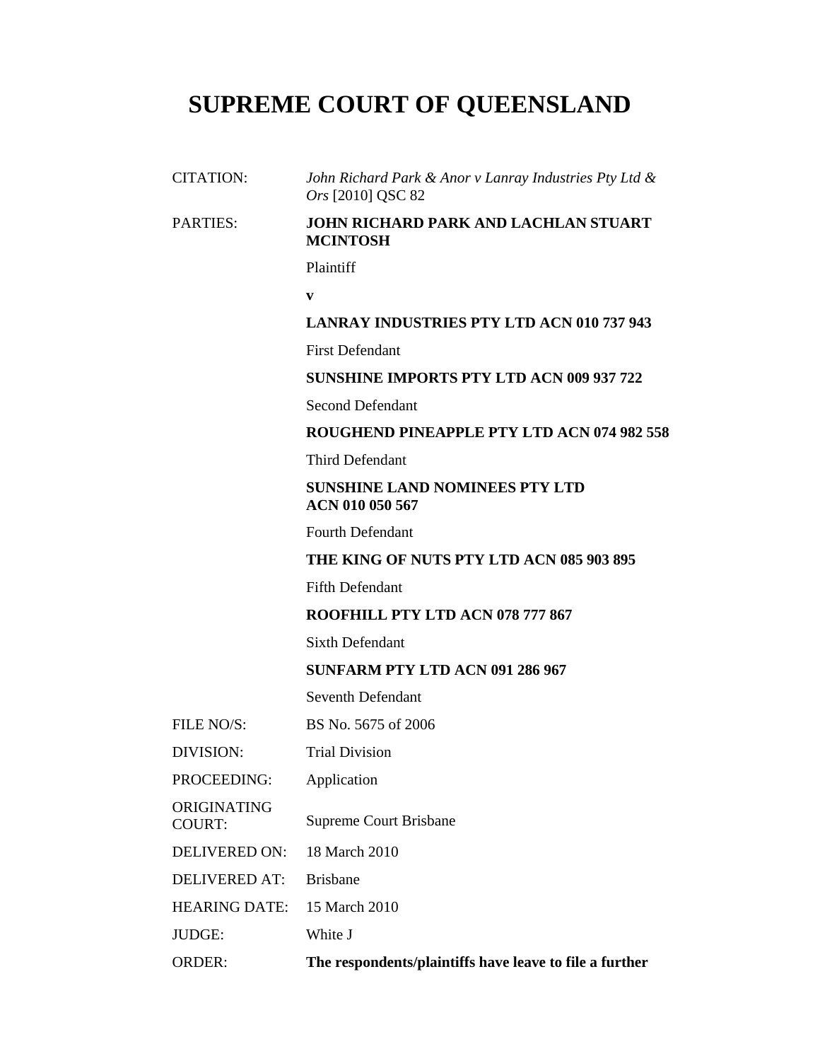# SUPREME COURT OF QUEENSLAND

| | |
|---|---|
| CITATION: | *John Richard Park & Anor v Lanray Industries Pty Ltd & Ors* [2010] QSC 82 |
| PARTIES: | **JOHN RICHARD PARK AND LACHLAN STUART MCINTOSH** |
| | Plaintiff |
| | **v** |
| | **LANRAY INDUSTRIES PTY LTD ACN 010 737 943** |
| | First Defendant |
| | **SUNSHINE IMPORTS PTY LTD ACN 009 937 722** |
| | Second Defendant |
| | **ROUGHEND PINEAPPLE PTY LTD ACN 074 982 558** |
| | Third Defendant |
| | **SUNSHINE LAND NOMINEES PTY LTD ACN 010 050 567** |
| | Fourth Defendant |
| | **THE KING OF NUTS PTY LTD ACN 085 903 895** |
| | Fifth Defendant |
| | **ROOFHILL PTY LTD ACN 078 777 867** |
| | Sixth Defendant |
| | **SUNFARM PTY LTD ACN 091 286 967** |
| | Seventh Defendant |
| FILE NO/S: | BS No. 5675 of 2006 |
| DIVISION: | Trial Division |
| PROCEEDING: | Application |
| ORIGINATING COURT: | Supreme Court Brisbane |
| DELIVERED ON: | 18 March 2010 |
| DELIVERED AT: | Brisbane |
| HEARING DATE: | 15 March 2010 |
| JUDGE: | White J |
| ORDER: | **The respondents/plaintiffs have leave to file a further** |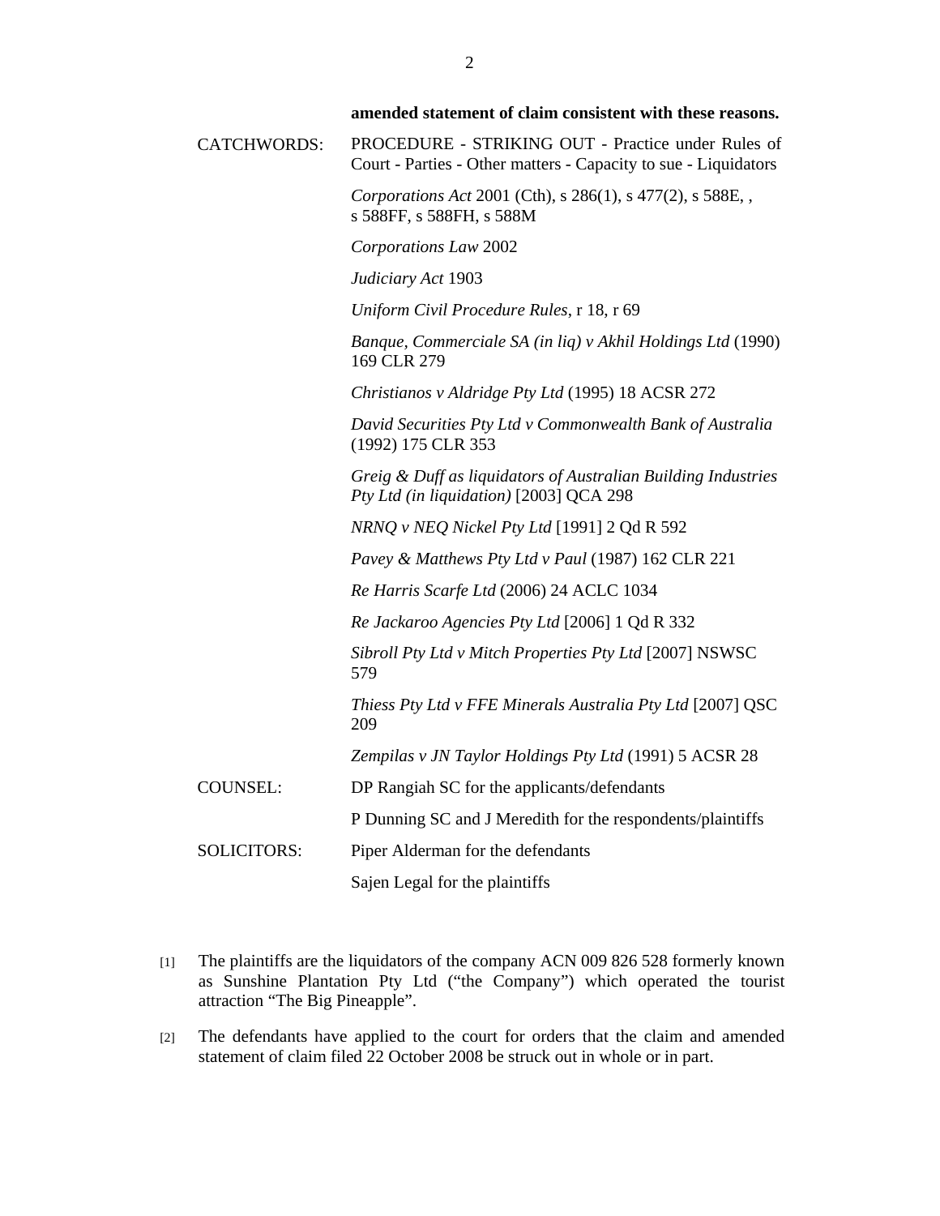**amended statement of claim consistent with these reasons.**

| | |
|---|---|
| CATCHWORDS: | PROCEDURE - STRIKING OUT - Practice under Rules of Court - Parties - Other matters - Capacity to sue - Liquidators |
| | *Corporations Act* 2001 (Cth), s 286(1), s 477(2), s 588E, , s 588FF, s 588FH, s 588M |
| | *Corporations Law* 2002 |
| | *Judiciary Act* 1903 |
| | *Uniform Civil Procedure Rules*, r 18, r 69 |
| | *Banque, Commerciale SA (in liq) v Akhil Holdings Ltd* (1990) 169 CLR 279 |
| | *Christianos v Aldridge Pty Ltd* (1995) 18 ACSR 272 |
| | *David Securities Pty Ltd v Commonwealth Bank of Australia* (1992) 175 CLR 353 |
| | *Greig & Duff as liquidators of Australian Building Industries Pty Ltd (in liquidation)* [2003] QCA 298 |
| | *NRNQ v NEQ Nickel Pty Ltd* [1991] 2 Qd R 592 |
| | *Pavey & Matthews Pty Ltd v Paul* (1987) 162 CLR 221 |
| | *Re Harris Scarfe Ltd* (2006) 24 ACLC 1034 |
| | *Re Jackaroo Agencies Pty Ltd* [2006] 1 Qd R 332 |
| | *Sibroll Pty Ltd v Mitch Properties Pty Ltd* [2007] NSWSC 579 |
| | *Thiess Pty Ltd v FFE Minerals Australia Pty Ltd* [2007] QSC 209 |
| | *Zempilas v JN Taylor Holdings Pty Ltd* (1991) 5 ACSR 28 |
| COUNSEL: | DP Rangiah SC for the applicants/defendants |
| | P Dunning SC and J Meredith for the respondents/plaintiffs |
| SOLICITORS: | Piper Alderman for the defendants |
| | Sajen Legal for the plaintiffs |

[1] The plaintiffs are the liquidators of the company ACN 009 826 528 formerly known as Sunshine Plantation Pty Ltd ("the Company") which operated the tourist attraction "The Big Pineapple".

[2] The defendants have applied to the court for orders that the claim and amended statement of claim filed 22 October 2008 be struck out in whole or in part.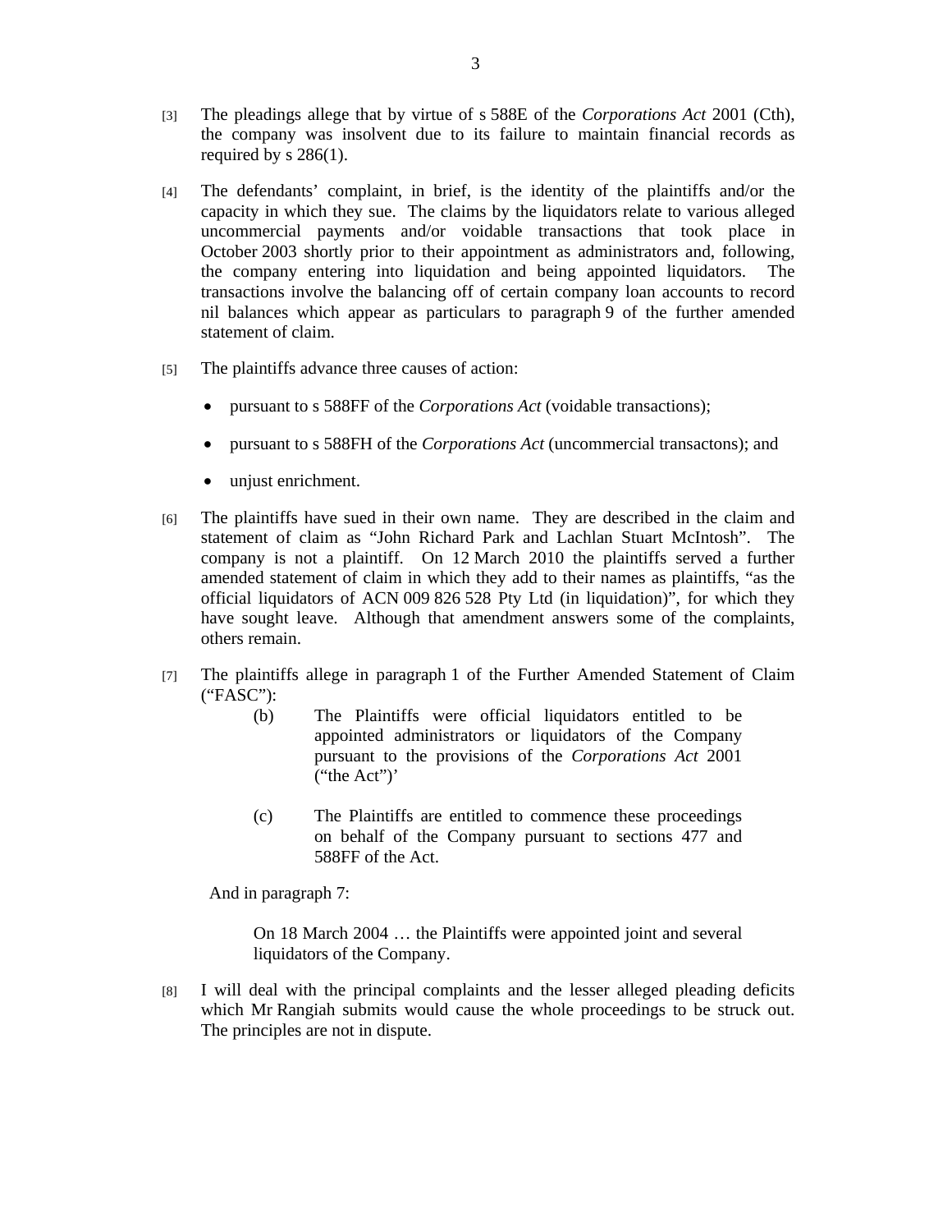[3] The pleadings allege that by virtue of s 588E of the *Corporations Act* 2001 (Cth), the company was insolvent due to its failure to maintain financial records as required by s 286(1).

[4] The defendants' complaint, in brief, is the identity of the plaintiffs and/or the capacity in which they sue. The claims by the liquidators relate to various alleged uncommercial payments and/or voidable transactions that took place in October 2003 shortly prior to their appointment as administrators and, following, the company entering into liquidation and being appointed liquidators. The transactions involve the balancing off of certain company loan accounts to record nil balances which appear as particulars to paragraph 9 of the further amended statement of claim.

[5] The plaintiffs advance three causes of action:

- pursuant to s 588FF of the *Corporations Act* (voidable transactions);
- pursuant to s 588FH of the *Corporations Act* (uncommercial transactons); and
- unjust enrichment.

[6] The plaintiffs have sued in their own name. They are described in the claim and statement of claim as "John Richard Park and Lachlan Stuart McIntosh". The company is not a plaintiff. On 12 March 2010 the plaintiffs served a further amended statement of claim in which they add to their names as plaintiffs, "as the official liquidators of ACN 009 826 528 Pty Ltd (in liquidation)", for which they have sought leave. Although that amendment answers some of the complaints, others remain.

[7] The plaintiffs allege in paragraph 1 of the Further Amended Statement of Claim ("FASC"):

> (b) The Plaintiffs were official liquidators entitled to be appointed administrators or liquidators of the Company pursuant to the provisions of the *Corporations Act* 2001 ("the Act")'
>
> (c) The Plaintiffs are entitled to commence these proceedings on behalf of the Company pursuant to sections 477 and 588FF of the Act.

And in paragraph 7:

> On 18 March 2004 … the Plaintiffs were appointed joint and several liquidators of the Company.

[8] I will deal with the principal complaints and the lesser alleged pleading deficits which Mr Rangiah submits would cause the whole proceedings to be struck out. The principles are not in dispute.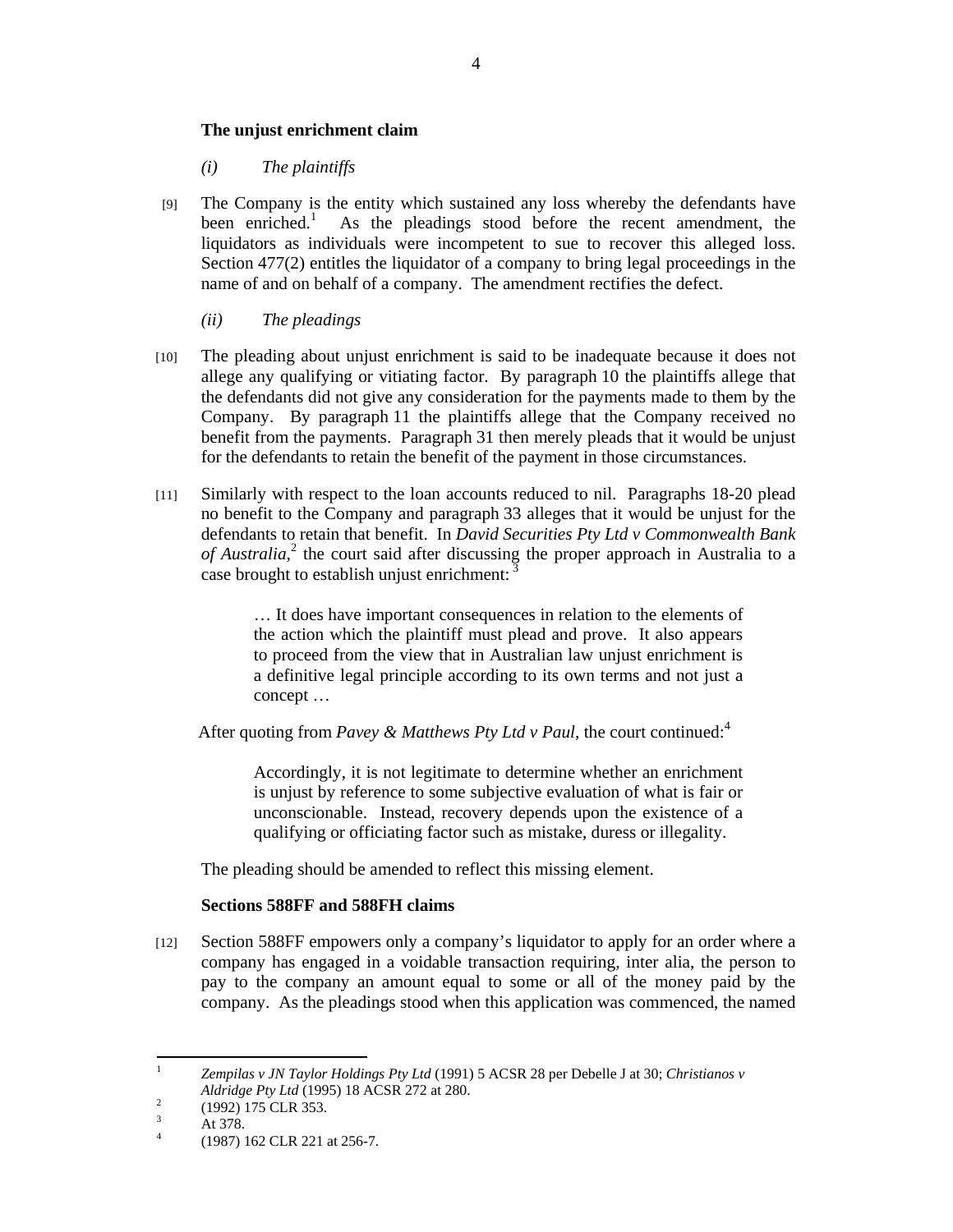**The unjust enrichment claim**

*(i) The plaintiffs*

[9] The Company is the entity which sustained any loss whereby the defendants have been enriched.[1] As the pleadings stood before the recent amendment, the liquidators as individuals were incompetent to sue to recover this alleged loss. Section 477(2) entitles the liquidator of a company to bring legal proceedings in the name of and on behalf of a company. The amendment rectifies the defect.

*(ii) The pleadings*

[10] The pleading about unjust enrichment is said to be inadequate because it does not allege any qualifying or vitiating factor. By paragraph 10 the plaintiffs allege that the defendants did not give any consideration for the payments made to them by the Company. By paragraph 11 the plaintiffs allege that the Company received no benefit from the payments. Paragraph 31 then merely pleads that it would be unjust for the defendants to retain the benefit of the payment in those circumstances.

[11] Similarly with respect to the loan accounts reduced to nil. Paragraphs 18-20 plead no benefit to the Company and paragraph 33 alleges that it would be unjust for the defendants to retain that benefit. In *David Securities Pty Ltd v Commonwealth Bank of Australia*,[2] the court said after discussing the proper approach in Australia to a case brought to establish unjust enrichment: [3]

> … It does have important consequences in relation to the elements of the action which the plaintiff must plead and prove. It also appears to proceed from the view that in Australian law unjust enrichment is a definitive legal principle according to its own terms and not just a concept …

After quoting from *Pavey & Matthews Pty Ltd v Paul*, the court continued:[4]

> Accordingly, it is not legitimate to determine whether an enrichment is unjust by reference to some subjective evaluation of what is fair or unconscionable. Instead, recovery depends upon the existence of a qualifying or officiating factor such as mistake, duress or illegality.

The pleading should be amended to reflect this missing element.

**Sections 588FF and 588FH claims**

[12] Section 588FF empowers only a company's liquidator to apply for an order where a company has engaged in a voidable transaction requiring, inter alia, the person to pay to the company an amount equal to some or all of the money paid by the company. As the pleadings stood when this application was commenced, the named

---

[1] *Zempilas v JN Taylor Holdings Pty Ltd* (1991) 5 ACSR 28 per Debelle J at 30; *Christianos v Aldridge Pty Ltd* (1995) 18 ACSR 272 at 280.

[2] (1992) 175 CLR 353.

[3] At 378.

[4] (1987) 162 CLR 221 at 256-7.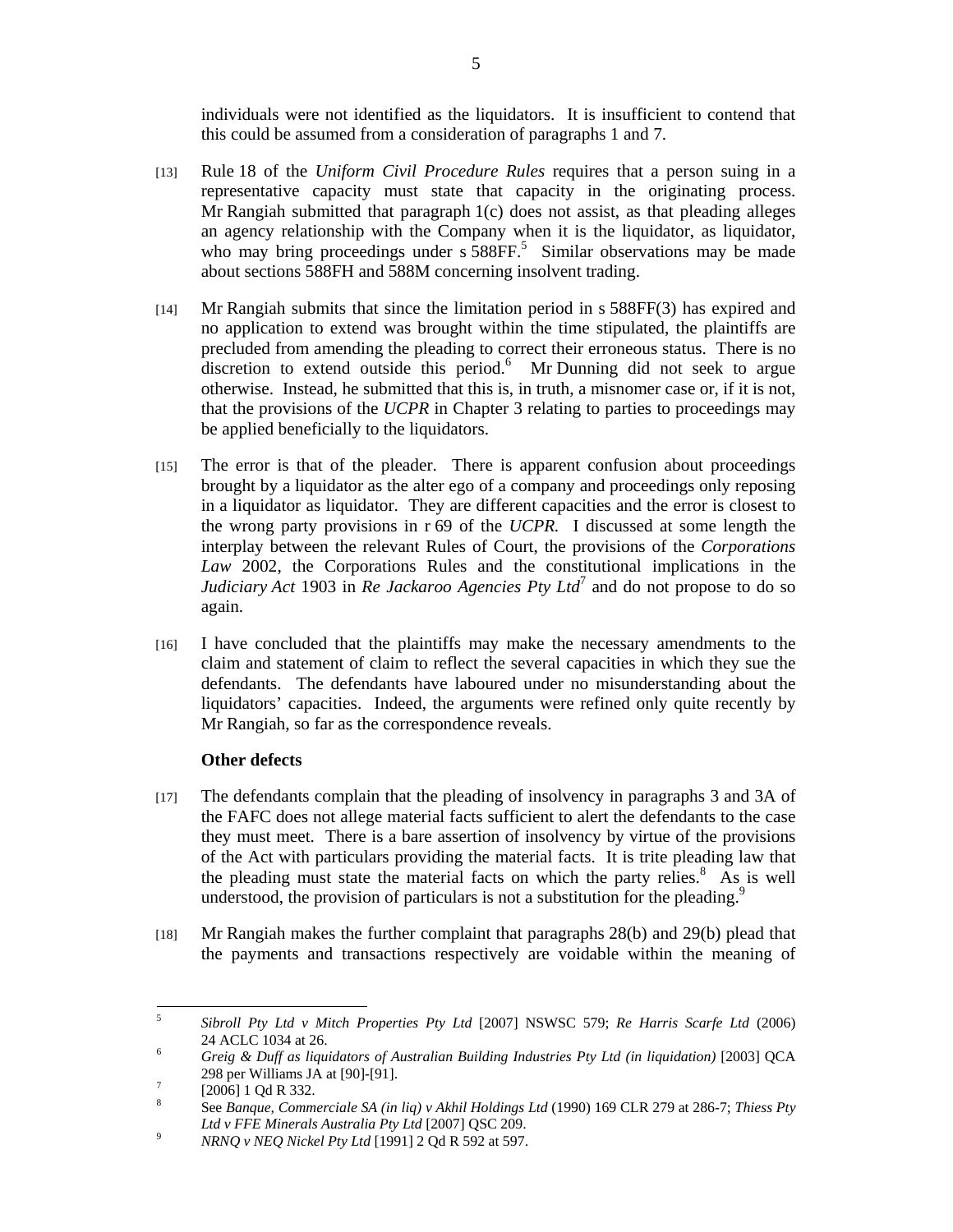individuals were not identified as the liquidators. It is insufficient to contend that this could be assumed from a consideration of paragraphs 1 and 7.

[13] Rule 18 of the *Uniform Civil Procedure Rules* requires that a person suing in a representative capacity must state that capacity in the originating process. Mr Rangiah submitted that paragraph 1(c) does not assist, as that pleading alleges an agency relationship with the Company when it is the liquidator, as liquidator, who may bring proceedings under s 588FF.[5] Similar observations may be made about sections 588FH and 588M concerning insolvent trading.

[14] Mr Rangiah submits that since the limitation period in s 588FF(3) has expired and no application to extend was brought within the time stipulated, the plaintiffs are precluded from amending the pleading to correct their erroneous status. There is no discretion to extend outside this period.[6] Mr Dunning did not seek to argue otherwise. Instead, he submitted that this is, in truth, a misnomer case or, if it is not, that the provisions of the *UCPR* in Chapter 3 relating to parties to proceedings may be applied beneficially to the liquidators.

[15] The error is that of the pleader. There is apparent confusion about proceedings brought by a liquidator as the alter ego of a company and proceedings only reposing in a liquidator as liquidator. They are different capacities and the error is closest to the wrong party provisions in r 69 of the *UCPR.* I discussed at some length the interplay between the relevant Rules of Court, the provisions of the *Corporations Law* 2002, the Corporations Rules and the constitutional implications in the *Judiciary Act* 1903 in *Re Jackaroo Agencies Pty Ltd*[7] and do not propose to do so again.

[16] I have concluded that the plaintiffs may make the necessary amendments to the claim and statement of claim to reflect the several capacities in which they sue the defendants. The defendants have laboured under no misunderstanding about the liquidators' capacities. Indeed, the arguments were refined only quite recently by Mr Rangiah, so far as the correspondence reveals.

**Other defects**

[17] The defendants complain that the pleading of insolvency in paragraphs 3 and 3A of the FAFC does not allege material facts sufficient to alert the defendants to the case they must meet. There is a bare assertion of insolvency by virtue of the provisions of the Act with particulars providing the material facts. It is trite pleading law that the pleading must state the material facts on which the party relies.[8] As is well understood, the provision of particulars is not a substitution for the pleading.[9]

[18] Mr Rangiah makes the further complaint that paragraphs 28(b) and 29(b) plead that the payments and transactions respectively are voidable within the meaning of

---

[5] *Sibroll Pty Ltd v Mitch Properties Pty Ltd* [2007] NSWSC 579; *Re Harris Scarfe Ltd* (2006) 24 ACLC 1034 at 26.

[6] *Greig & Duff as liquidators of Australian Building Industries Pty Ltd (in liquidation)* [2003] QCA 298 per Williams JA at [90]-[91].

[7] [2006] 1 Qd R 332.

[8] See *Banque, Commerciale SA (in liq) v Akhil Holdings Ltd* (1990) 169 CLR 279 at 286-7; *Thiess Pty Ltd v FFE Minerals Australia Pty Ltd* [2007] QSC 209.

[9] *NRNQ v NEQ Nickel Pty Ltd* [1991] 2 Qd R 592 at 597.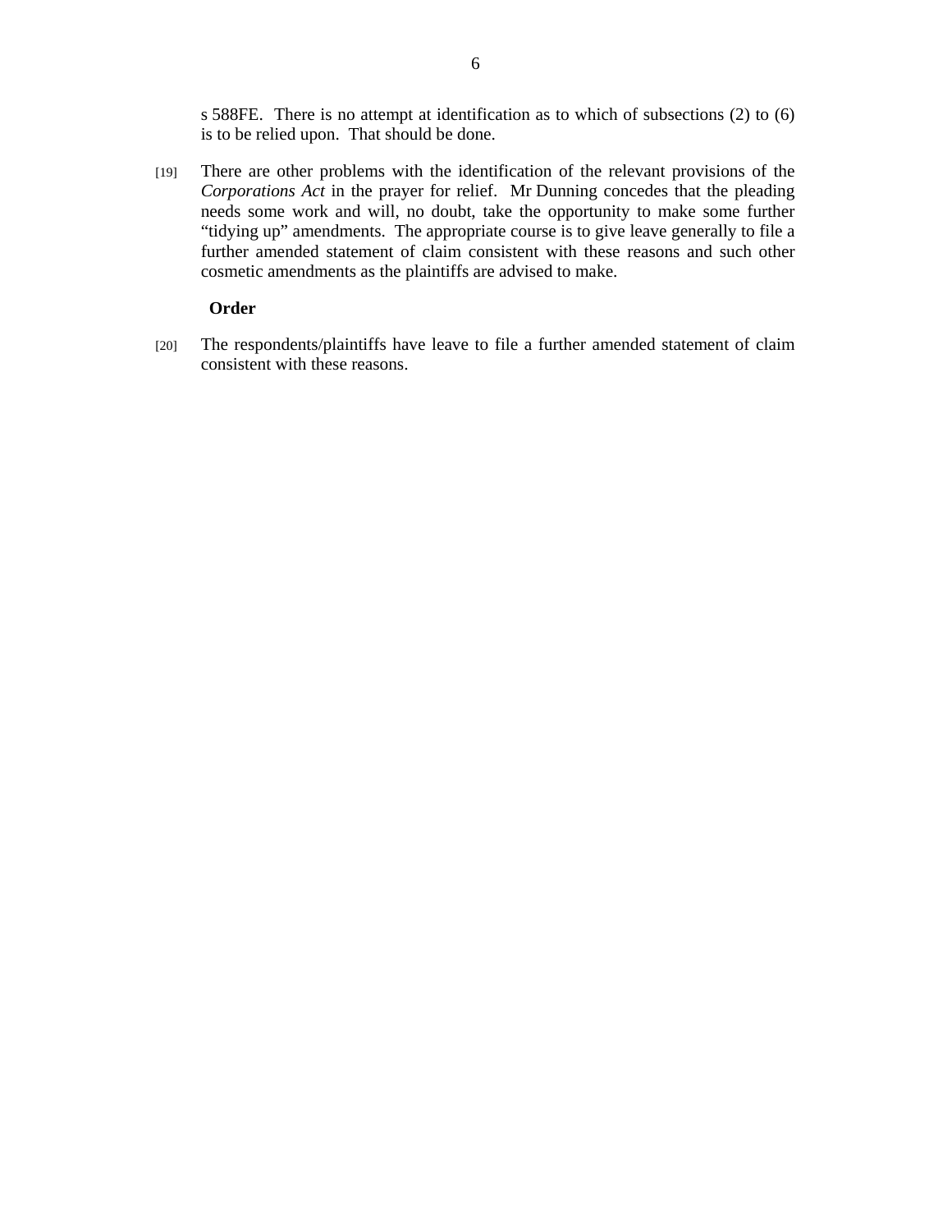s 588FE. There is no attempt at identification as to which of subsections (2) to (6) is to be relied upon. That should be done.

[19] There are other problems with the identification of the relevant provisions of the *Corporations Act* in the prayer for relief. Mr Dunning concedes that the pleading needs some work and will, no doubt, take the opportunity to make some further "tidying up" amendments. The appropriate course is to give leave generally to file a further amended statement of claim consistent with these reasons and such other cosmetic amendments as the plaintiffs are advised to make.

**Order**

[20] The respondents/plaintiffs have leave to file a further amended statement of claim consistent with these reasons.